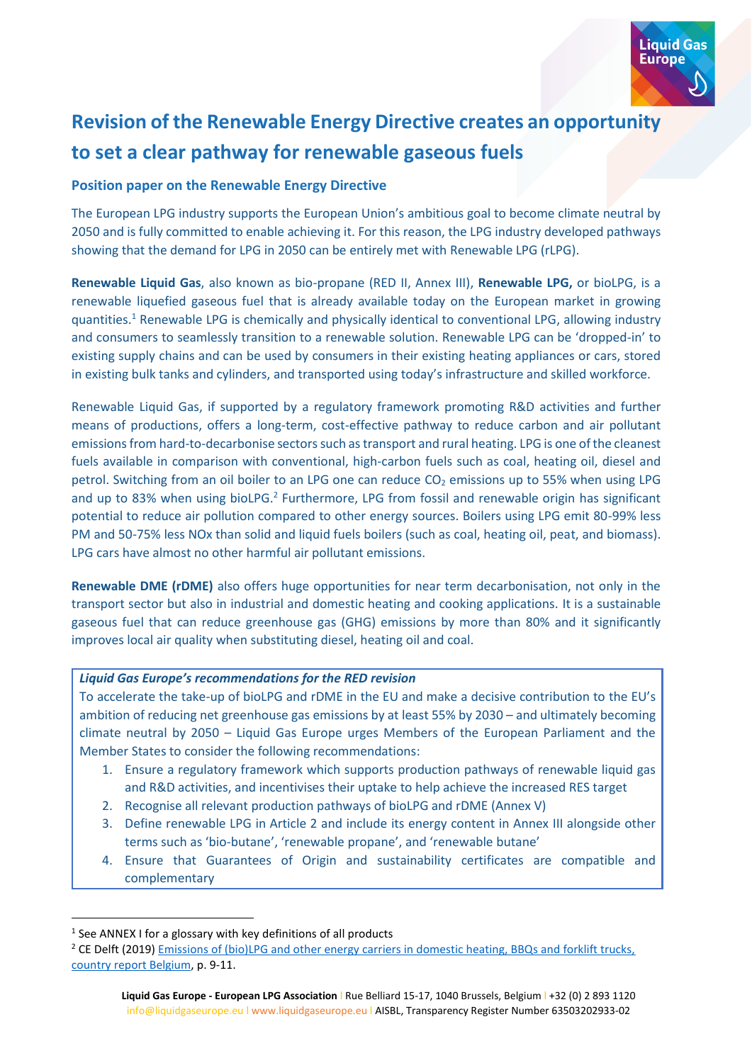# Revision of the Renewable Energy Directive creates an opportunity to set a clear pathway for renewable gaseous fuels

## Position paper on the Renewable Energy Directive

The European LPG industry supports the European Union's ambitious goal to become climate neutral by 2050 and is fully committed to enable achieving it. For this reason, the LPG industry developed pathways showing that the demand for LPG in 2050 can be entirely met with Renewable LPG (rLPG).

**Renewable Liquid Gas**, also known as bio-propane (RED II, Annex III), **Renewable LPG,** or bioLPG, is a renewable liquefied gaseous fuel that is already available today on the European market in growing quantities.[1] Renewable LPG is chemically and physically identical to conventional LPG, allowing industry and consumers to seamlessly transition to a renewable solution. Renewable LPG can be 'dropped-in' to existing supply chains and can be used by consumers in their existing heating appliances or cars, stored in existing bulk tanks and cylinders, and transported using today's infrastructure and skilled workforce.

Renewable Liquid Gas, if supported by a regulatory framework promoting R&D activities and further means of productions, offers a long-term, cost-effective pathway to reduce carbon and air pollutant emissions from hard-to-decarbonise sectors such as transport and rural heating. LPG is one of the cleanest fuels available in comparison with conventional, high-carbon fuels such as coal, heating oil, diesel and petrol. Switching from an oil boiler to an LPG one can reduce $CO_2$ emissions up to 55% when using LPG and up to 83% when using bioLPG.[2] Furthermore, LPG from fossil and renewable origin has significant potential to reduce air pollution compared to other energy sources. Boilers using LPG emit 80-99% less PM and 50-75% less NOx than solid and liquid fuels boilers (such as coal, heating oil, peat, and biomass). LPG cars have almost no other harmful air pollutant emissions.

**Renewable DME (rDME)** also offers huge opportunities for near term decarbonisation, not only in the transport sector but also in industrial and domestic heating and cooking applications. It is a sustainable gaseous fuel that can reduce greenhouse gas (GHG) emissions by more than 80% and it significantly improves local air quality when substituting diesel, heating oil and coal.

> ***Liquid Gas Europe's recommendations for the RED revision***
>
> To accelerate the take-up of bioLPG and rDME in the EU and make a decisive contribution to the EU's ambition of reducing net greenhouse gas emissions by at least 55% by 2030 – and ultimately becoming climate neutral by 2050 – Liquid Gas Europe urges Members of the European Parliament and the Member States to consider the following recommendations:
>
> 1. Ensure a regulatory framework which supports production pathways of renewable liquid gas and R&D activities, and incentivises their uptake to help achieve the increased RES target
> 2. Recognise all relevant production pathways of bioLPG and rDME (Annex V)
> 3. Define renewable LPG in Article 2 and include its energy content in Annex III alongside other terms such as 'bio-butane', 'renewable propane', and 'renewable butane'
> 4. Ensure that Guarantees of Origin and sustainability certificates are compatible and complementary

---

[1] See ANNEX I for a glossary with key definitions of all products

[2] CE Delft (2019) Emissions of (bio)LPG and other energy carriers in domestic heating, BBQs and forklift trucks, country report Belgium, p. 9-11.

**Liquid Gas Europe - European LPG Association** | Rue Belliard 15-17, 1040 Brussels, Belgium | +32 (0) 2 893 1120
info@liquidgaseurope.eu | www.liquidgaseurope.eu | AISBL, Transparency Register Number 63503202933-02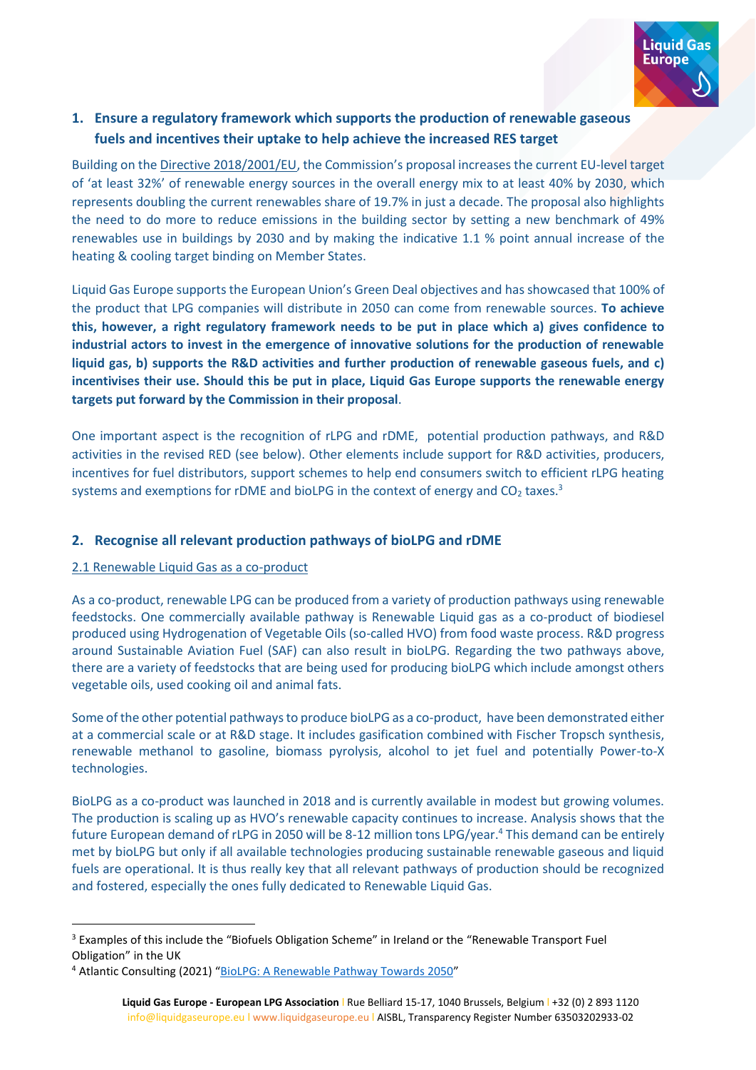## 1. Ensure a regulatory framework which supports the production of renewable gaseous fuels and incentives their uptake to help achieve the increased RES target

Building on the Directive 2018/2001/EU, the Commission's proposal increases the current EU-level target of 'at least 32%' of renewable energy sources in the overall energy mix to at least 40% by 2030, which represents doubling the current renewables share of 19.7% in just a decade. The proposal also highlights the need to do more to reduce emissions in the building sector by setting a new benchmark of 49% renewables use in buildings by 2030 and by making the indicative 1.1 % point annual increase of the heating & cooling target binding on Member States.

Liquid Gas Europe supports the European Union's Green Deal objectives and has showcased that 100% of the product that LPG companies will distribute in 2050 can come from renewable sources. **To achieve this, however, a right regulatory framework needs to be put in place which a) gives confidence to industrial actors to invest in the emergence of innovative solutions for the production of renewable liquid gas, b) supports the R&D activities and further production of renewable gaseous fuels, and c) incentivises their use. Should this be put in place, Liquid Gas Europe supports the renewable energy targets put forward by the Commission in their proposal**.

One important aspect is the recognition of rLPG and rDME, potential production pathways, and R&D activities in the revised RED (see below). Other elements include support for R&D activities, producers, incentives for fuel distributors, support schemes to help end consumers switch to efficient rLPG heating systems and exemptions for rDME and bioLPG in the context of energy and $CO_2$ taxes.[3]

## 2. Recognise all relevant production pathways of bioLPG and rDME

### 2.1 Renewable Liquid Gas as a co-product

As a co-product, renewable LPG can be produced from a variety of production pathways using renewable feedstocks. One commercially available pathway is Renewable Liquid gas as a co-product of biodiesel produced using Hydrogenation of Vegetable Oils (so-called HVO) from food waste process. R&D progress around Sustainable Aviation Fuel (SAF) can also result in bioLPG. Regarding the two pathways above, there are a variety of feedstocks that are being used for producing bioLPG which include amongst others vegetable oils, used cooking oil and animal fats.

Some of the other potential pathways to produce bioLPG as a co-product, have been demonstrated either at a commercial scale or at R&D stage. It includes gasification combined with Fischer Tropsch synthesis, renewable methanol to gasoline, biomass pyrolysis, alcohol to jet fuel and potentially Power-to-X technologies.

BioLPG as a co-product was launched in 2018 and is currently available in modest but growing volumes. The production is scaling up as HVO's renewable capacity continues to increase. Analysis shows that the future European demand of rLPG in 2050 will be 8-12 million tons LPG/year.[4] This demand can be entirely met by bioLPG but only if all available technologies producing sustainable renewable gaseous and liquid fuels are operational. It is thus really key that all relevant pathways of production should be recognized and fostered, especially the ones fully dedicated to Renewable Liquid Gas.

---

[3] Examples of this include the "Biofuels Obligation Scheme" in Ireland or the "Renewable Transport Fuel Obligation" in the UK

[4] Atlantic Consulting (2021) "BioLPG: A Renewable Pathway Towards 2050"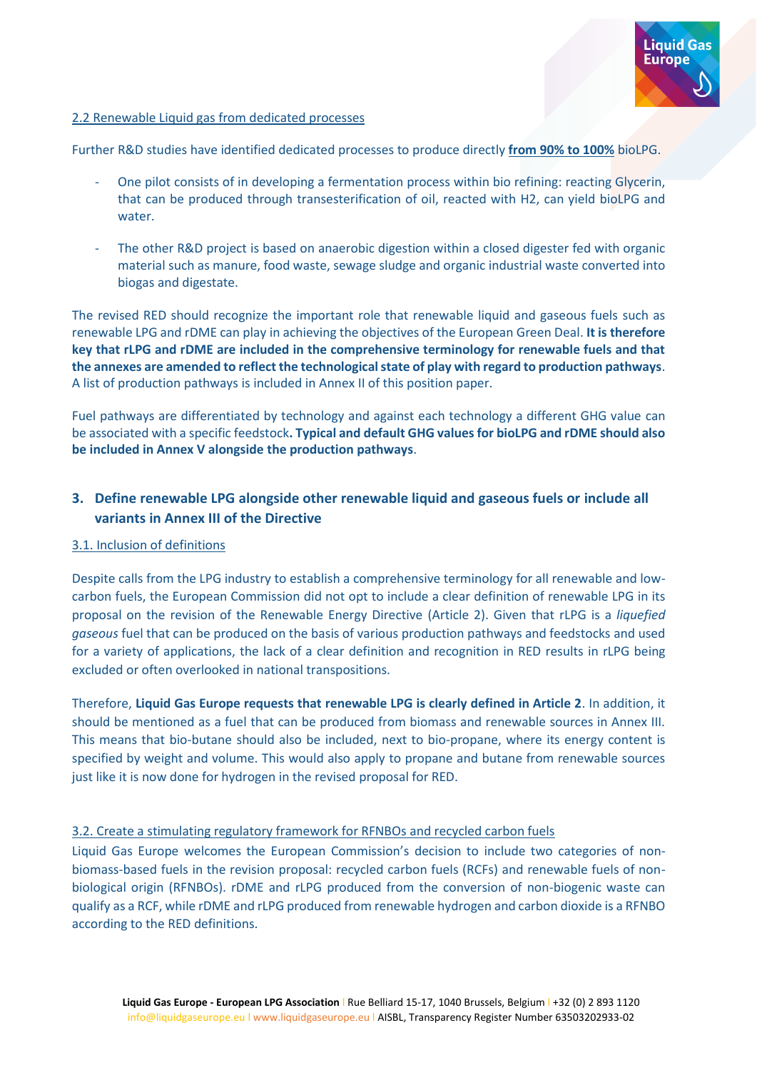2.2 Renewable Liquid gas from dedicated processes

Further R&D studies have identified dedicated processes to produce directly **from 90% to 100%** bioLPG.

- One pilot consists of in developing a fermentation process within bio refining: reacting Glycerin, that can be produced through transesterification of oil, reacted with H2, can yield bioLPG and water.

- The other R&D project is based on anaerobic digestion within a closed digester fed with organic material such as manure, food waste, sewage sludge and organic industrial waste converted into biogas and digestate.

The revised RED should recognize the important role that renewable liquid and gaseous fuels such as renewable LPG and rDME can play in achieving the objectives of the European Green Deal. **It is therefore key that rLPG and rDME are included in the comprehensive terminology for renewable fuels and that the annexes are amended to reflect the technological state of play with regard to production pathways**. A list of production pathways is included in Annex II of this position paper.

Fuel pathways are differentiated by technology and against each technology a different GHG value can be associated with a specific feedstock**. Typical and default GHG values for bioLPG and rDME should also be included in Annex V alongside the production pathways**.

## 3. Define renewable LPG alongside other renewable liquid and gaseous fuels or include all variants in Annex III of the Directive

### 3.1. Inclusion of definitions

Despite calls from the LPG industry to establish a comprehensive terminology for all renewable and low-carbon fuels, the European Commission did not opt to include a clear definition of renewable LPG in its proposal on the revision of the Renewable Energy Directive (Article 2). Given that rLPG is a *liquefied gaseous* fuel that can be produced on the basis of various production pathways and feedstocks and used for a variety of applications, the lack of a clear definition and recognition in RED results in rLPG being excluded or often overlooked in national transpositions.

Therefore, **Liquid Gas Europe requests that renewable LPG is clearly defined in Article 2**. In addition, it should be mentioned as a fuel that can be produced from biomass and renewable sources in Annex III. This means that bio-butane should also be included, next to bio-propane, where its energy content is specified by weight and volume. This would also apply to propane and butane from renewable sources just like it is now done for hydrogen in the revised proposal for RED.

### 3.2. Create a stimulating regulatory framework for RFNBOs and recycled carbon fuels

Liquid Gas Europe welcomes the European Commission's decision to include two categories of non-biomass-based fuels in the revision proposal: recycled carbon fuels (RCFs) and renewable fuels of non-biological origin (RFNBOs). rDME and rLPG produced from the conversion of non-biogenic waste can qualify as a RCF, while rDME and rLPG produced from renewable hydrogen and carbon dioxide is a RFNBO according to the RED definitions.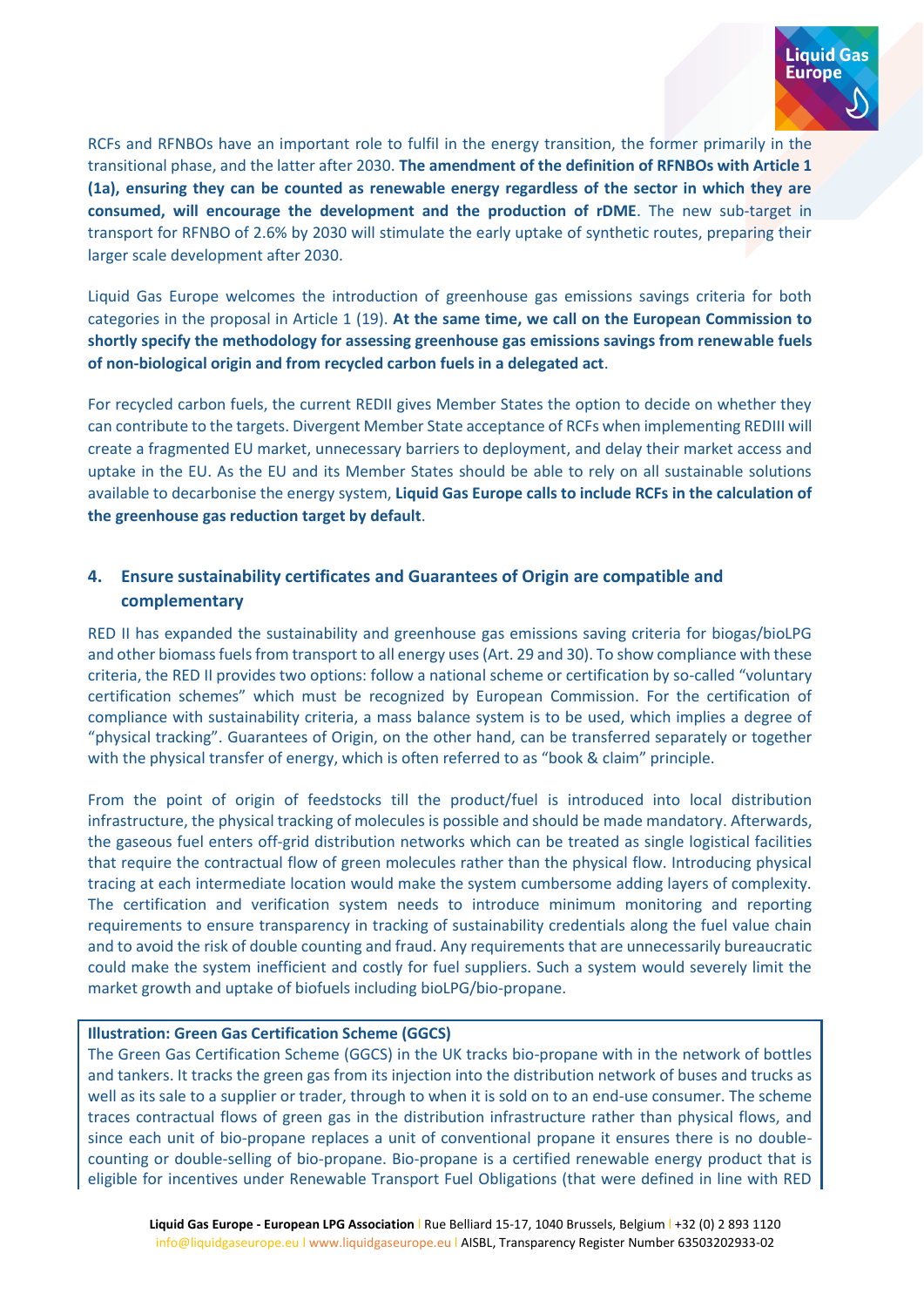RCFs and RFNBOs have an important role to fulfil in the energy transition, the former primarily in the transitional phase, and the latter after 2030. **The amendment of the definition of RFNBOs with Article 1 (1a), ensuring they can be counted as renewable energy regardless of the sector in which they are consumed, will encourage the development and the production of rDME**. The new sub-target in transport for RFNBO of 2.6% by 2030 will stimulate the early uptake of synthetic routes, preparing their larger scale development after 2030.

Liquid Gas Europe welcomes the introduction of greenhouse gas emissions savings criteria for both categories in the proposal in Article 1 (19). **At the same time, we call on the European Commission to shortly specify the methodology for assessing greenhouse gas emissions savings from renewable fuels of non-biological origin and from recycled carbon fuels in a delegated act**.

For recycled carbon fuels, the current REDII gives Member States the option to decide on whether they can contribute to the targets. Divergent Member State acceptance of RCFs when implementing REDIII will create a fragmented EU market, unnecessary barriers to deployment, and delay their market access and uptake in the EU. As the EU and its Member States should be able to rely on all sustainable solutions available to decarbonise the energy system, **Liquid Gas Europe calls to include RCFs in the calculation of the greenhouse gas reduction target by default**.

## 4. Ensure sustainability certificates and Guarantees of Origin are compatible and complementary

RED II has expanded the sustainability and greenhouse gas emissions saving criteria for biogas/bioLPG and other biomass fuels from transport to all energy uses (Art. 29 and 30). To show compliance with these criteria, the RED II provides two options: follow a national scheme or certification by so-called "voluntary certification schemes" which must be recognized by European Commission. For the certification of compliance with sustainability criteria, a mass balance system is to be used, which implies a degree of "physical tracking". Guarantees of Origin, on the other hand, can be transferred separately or together with the physical transfer of energy, which is often referred to as "book & claim" principle.

From the point of origin of feedstocks till the product/fuel is introduced into local distribution infrastructure, the physical tracking of molecules is possible and should be made mandatory. Afterwards, the gaseous fuel enters off-grid distribution networks which can be treated as single logistical facilities that require the contractual flow of green molecules rather than the physical flow. Introducing physical tracing at each intermediate location would make the system cumbersome adding layers of complexity. The certification and verification system needs to introduce minimum monitoring and reporting requirements to ensure transparency in tracking of sustainability credentials along the fuel value chain and to avoid the risk of double counting and fraud. Any requirements that are unnecessarily bureaucratic could make the system inefficient and costly for fuel suppliers. Such a system would severely limit the market growth and uptake of biofuels including bioLPG/bio-propane.

**Illustration: Green Gas Certification Scheme (GGCS)**

The Green Gas Certification Scheme (GGCS) in the UK tracks bio-propane with in the network of bottles and tankers. It tracks the green gas from its injection into the distribution network of buses and trucks as well as its sale to a supplier or trader, through to when it is sold on to an end-use consumer. The scheme traces contractual flows of green gas in the distribution infrastructure rather than physical flows, and since each unit of bio-propane replaces a unit of conventional propane it ensures there is no double-counting or double-selling of bio-propane. Bio-propane is a certified renewable energy product that is eligible for incentives under Renewable Transport Fuel Obligations (that were defined in line with RED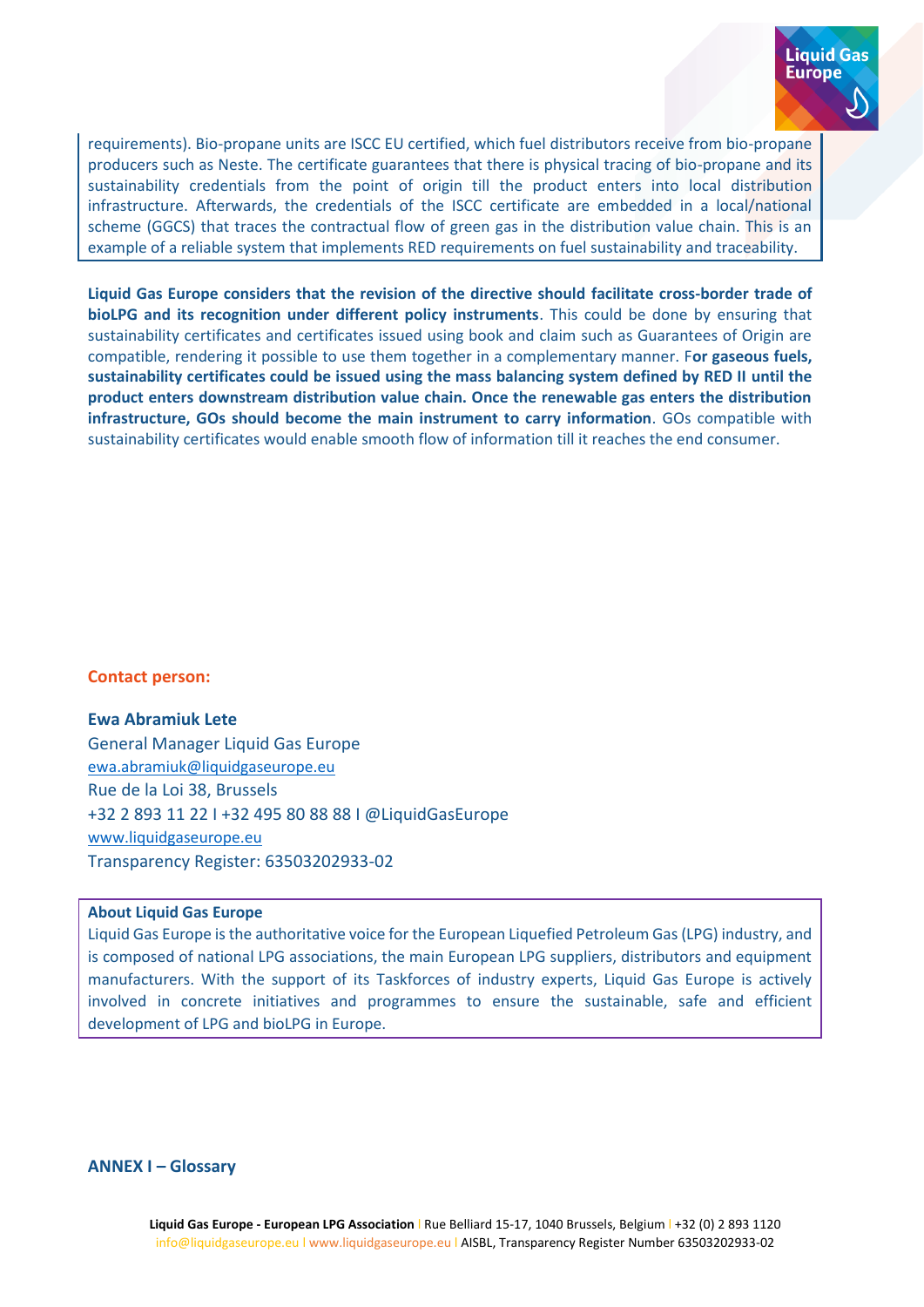requirements). Bio-propane units are ISCC EU certified, which fuel distributors receive from bio-propane producers such as Neste. The certificate guarantees that there is physical tracing of bio-propane and its sustainability credentials from the point of origin till the product enters into local distribution infrastructure. Afterwards, the credentials of the ISCC certificate are embedded in a local/national scheme (GGCS) that traces the contractual flow of green gas in the distribution value chain. This is an example of a reliable system that implements RED requirements on fuel sustainability and traceability.

**Liquid Gas Europe considers that the revision of the directive should facilitate cross-border trade of bioLPG and its recognition under different policy instruments**. This could be done by ensuring that sustainability certificates and certificates issued using book and claim such as Guarantees of Origin are compatible, rendering it possible to use them together in a complementary manner. F**or gaseous fuels, sustainability certificates could be issued using the mass balancing system defined by RED II until the product enters downstream distribution value chain. Once the renewable gas enters the distribution infrastructure, GOs should become the main instrument to carry information**. GOs compatible with sustainability certificates would enable smooth flow of information till it reaches the end consumer.

**Contact person:**

**Ewa Abramiuk Lete**
General Manager Liquid Gas Europe
ewa.abramiuk@liquidgaseurope.eu
Rue de la Loi 38, Brussels
+32 2 893 11 22 I +32 495 80 88 88 I @LiquidGasEurope
www.liquidgaseurope.eu
Transparency Register: 63503202933-02

**About Liquid Gas Europe**
Liquid Gas Europe is the authoritative voice for the European Liquefied Petroleum Gas (LPG) industry, and is composed of national LPG associations, the main European LPG suppliers, distributors and equipment manufacturers. With the support of its Taskforces of industry experts, Liquid Gas Europe is actively involved in concrete initiatives and programmes to ensure the sustainable, safe and efficient development of LPG and bioLPG in Europe.

## ANNEX I – Glossary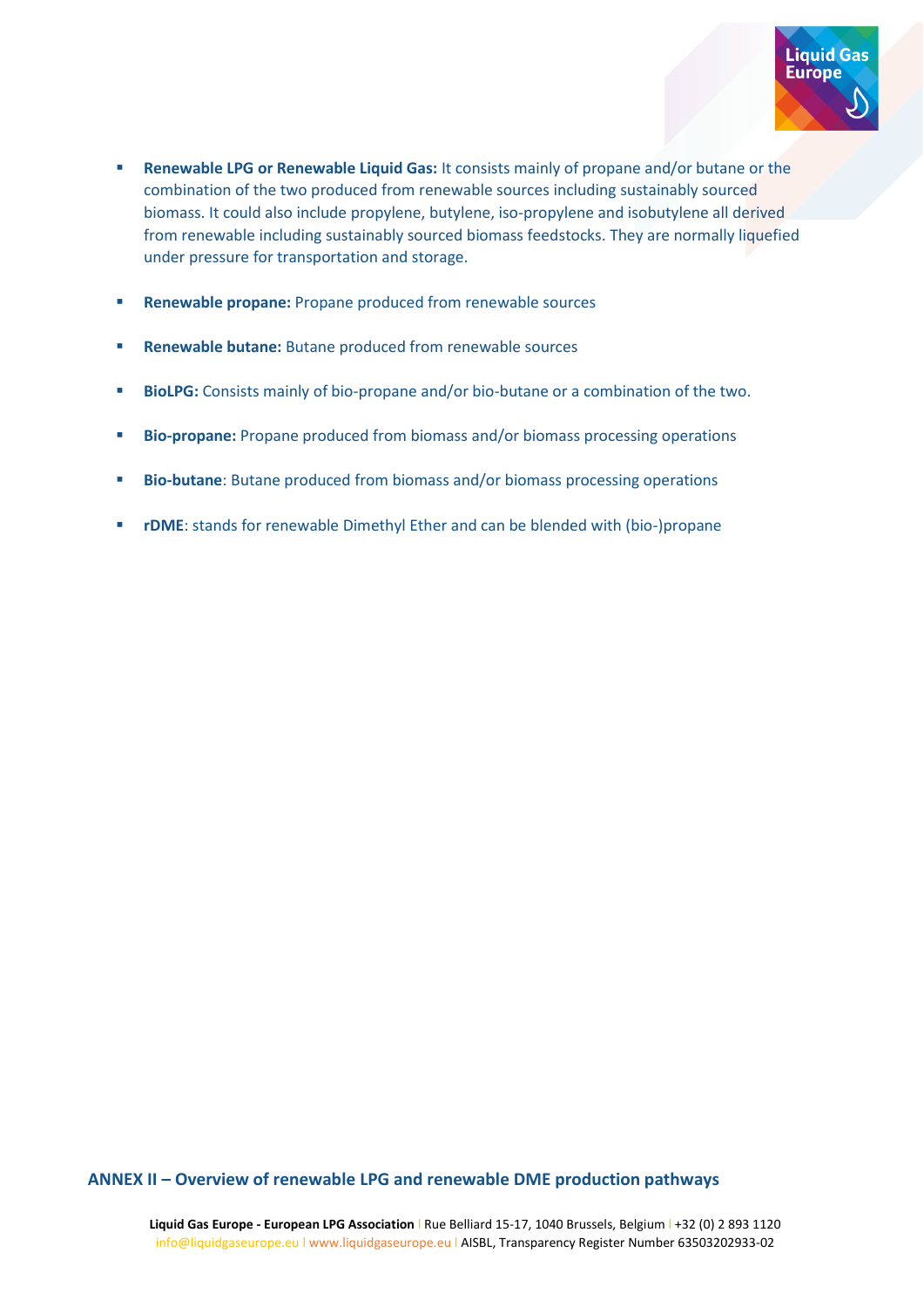- **Renewable LPG or Renewable Liquid Gas:** It consists mainly of propane and/or butane or the combination of the two produced from renewable sources including sustainably sourced biomass. It could also include propylene, butylene, iso-propylene and isobutylene all derived from renewable including sustainably sourced biomass feedstocks. They are normally liquefied under pressure for transportation and storage.

- **Renewable propane:** Propane produced from renewable sources

- **Renewable butane:** Butane produced from renewable sources

- **BioLPG:** Consists mainly of bio-propane and/or bio-butane or a combination of the two.

- **Bio-propane:** Propane produced from biomass and/or biomass processing operations

- **Bio-butane**: Butane produced from biomass and/or biomass processing operations

- **rDME**: stands for renewable Dimethyl Ether and can be blended with (bio-)propane

## ANNEX II – Overview of renewable LPG and renewable DME production pathways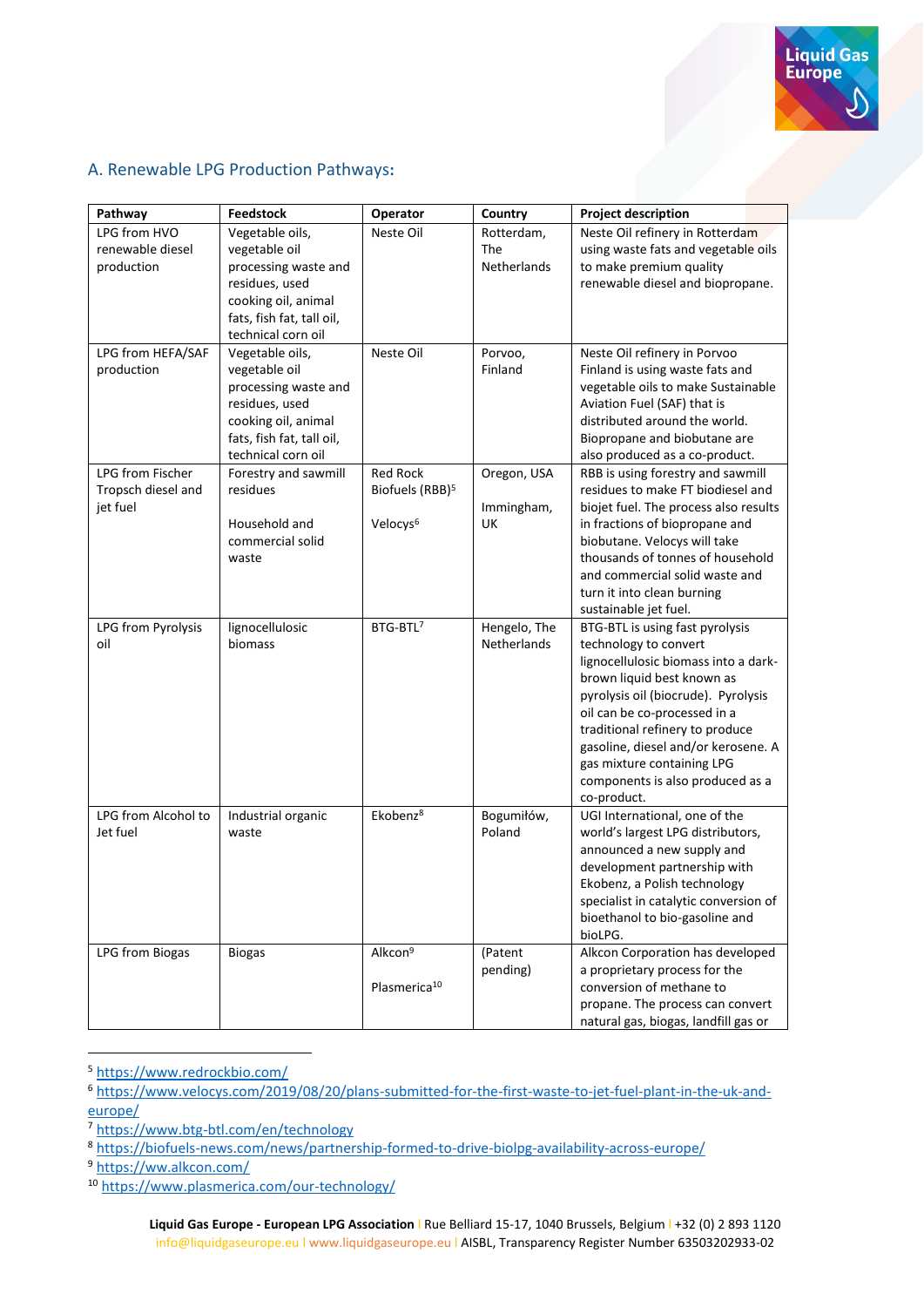## A. Renewable LPG Production Pathways:

| Pathway | Feedstock | Operator | Country | Project description |
|---|---|---|---|---|
| LPG from HVO renewable diesel production | Vegetable oils, vegetable oil processing waste and residues, used cooking oil, animal fats, fish fat, tall oil, technical corn oil | Neste Oil | Rotterdam, The Netherlands | Neste Oil refinery in Rotterdam using waste fats and vegetable oils to make premium quality renewable diesel and biopropane. |
| LPG from HEFA/SAF production | Vegetable oils, vegetable oil processing waste and residues, used cooking oil, animal fats, fish fat, tall oil, technical corn oil | Neste Oil | Porvoo, Finland | Neste Oil refinery in Porvoo Finland is using waste fats and vegetable oils to make Sustainable Aviation Fuel (SAF) that is distributed around the world. Biopropane and biobutane are also produced as a co-product. |
| LPG from Fischer Tropsch diesel and jet fuel | Forestry and sawmill residues<br><br>Household and commercial solid waste | Red Rock Biofuels (RBB)[5]<br><br>Velocys[6] | Oregon, USA<br><br>Immingham, UK | RBB is using forestry and sawmill residues to make FT biodiesel and biojet fuel. The process also results in fractions of biopropane and biobutane. Velocys will take thousands of tonnes of household and commercial solid waste and turn it into clean burning sustainable jet fuel. |
| LPG from Pyrolysis oil | lignocellulosic biomass | BTG-BTL[7] | Hengelo, The Netherlands | BTG-BTL is using fast pyrolysis technology to convert lignocellulosic biomass into a dark-brown liquid best known as pyrolysis oil (biocrude). Pyrolysis oil can be co-processed in a traditional refinery to produce gasoline, diesel and/or kerosene. A gas mixture containing LPG components is also produced as a co-product. |
| LPG from Alcohol to Jet fuel | Industrial organic waste | Ekobenz[8] | Bogumiłów, Poland | UGI International, one of the world's largest LPG distributors, announced a new supply and development partnership with Ekobenz, a Polish technology specialist in catalytic conversion of bioethanol to bio-gasoline and bioLPG. |
| LPG from Biogas | Biogas | Alkcon[9]<br><br>Plasmerica[10] | (Patent pending) | Alkcon Corporation has developed a proprietary process for the conversion of methane to propane. The process can convert natural gas, biogas, landfill gas or |

[5] https://www.redrockbio.com/

[6] https://www.velocys.com/2019/08/20/plans-submitted-for-the-first-waste-to-jet-fuel-plant-in-the-uk-and-europe/

[7] https://www.btg-btl.com/en/technology

[8] https://biofuels-news.com/news/partnership-formed-to-drive-biolpg-availability-across-europe/

[9] https://ww.alkcon.com/

[10] https://www.plasmerica.com/our-technology/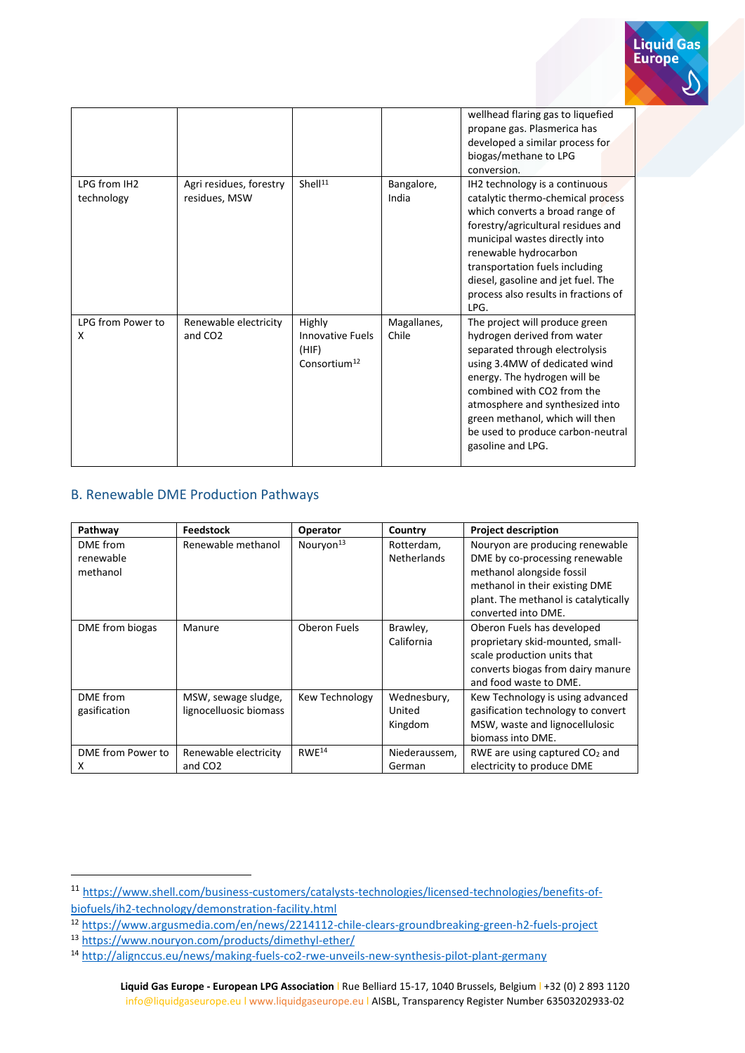| | | | | |
|---|---|---|---|---|
| | | | | wellhead flaring gas to liquefied propane gas. Plasmerica has developed a similar process for biogas/methane to LPG conversion. |
| LPG from IH2 technology | Agri residues, forestry residues, MSW | Shell[11] | Bangalore, India | IH2 technology is a continuous catalytic thermo-chemical process which converts a broad range of forestry/agricultural residues and municipal wastes directly into renewable hydrocarbon transportation fuels including diesel, gasoline and jet fuel. The process also results in fractions of LPG. |
| LPG from Power to X | Renewable electricity and CO2 | Highly Innovative Fuels (HIF) Consortium[12] | Magallanes, Chile | The project will produce green hydrogen derived from water separated through electrolysis using 3.4MW of dedicated wind energy. The hydrogen will be combined with CO2 from the atmosphere and synthesized into green methanol, which will then be used to produce carbon-neutral gasoline and LPG. |

## B. Renewable DME Production Pathways

| Pathway | Feedstock | Operator | Country | Project description |
|---|---|---|---|---|
| DME from renewable methanol | Renewable methanol | Nouryon[13] | Rotterdam, Netherlands | Nouryon are producing renewable DME by co-processing renewable methanol alongside fossil methanol in their existing DME plant. The methanol is catalytically converted into DME. |
| DME from biogas | Manure | Oberon Fuels | Brawley, California | Oberon Fuels has developed proprietary skid-mounted, small-scale production units that converts biogas from dairy manure and food waste to DME. |
| DME from gasification | MSW, sewage sludge, lignocelluosic biomass | Kew Technology | Wednesbury, United Kingdom | Kew Technology is using advanced gasification technology to convert MSW, waste and lignocellulosic biomass into DME. |
| DME from Power to X | Renewable electricity and CO2 | RWE[14] | Niederaussem, German | RWE are using captured $CO_2$ and electricity to produce DME |

[11] https://www.shell.com/business-customers/catalysts-technologies/licensed-technologies/benefits-of-biofuels/ih2-technology/demonstration-facility.html

[12] https://www.argusmedia.com/en/news/2214112-chile-clears-groundbreaking-green-h2-fuels-project

[13] https://www.nouryon.com/products/dimethyl-ether/

[14] http://alignccus.eu/news/making-fuels-co2-rwe-unveils-new-synthesis-pilot-plant-germany

**Liquid Gas Europe - European LPG Association** | Rue Belliard 15-17, 1040 Brussels, Belgium | +32 (0) 2 893 1120
info@liquidgaseurope.eu | www.liquidgaseurope.eu | AISBL, Transparency Register Number 63503202933-02